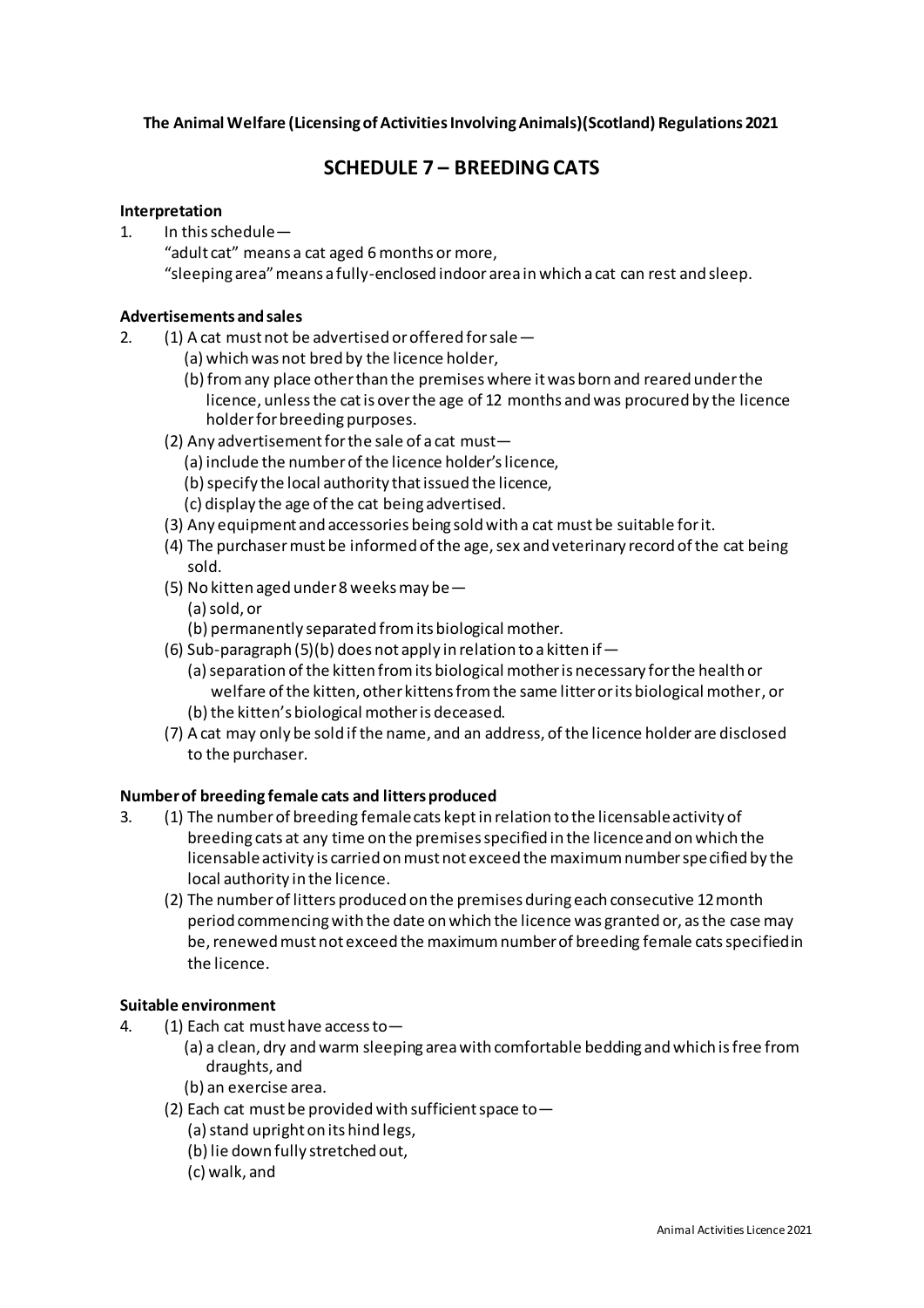**The Animal Welfare (Licensing of Activities Involving Animals)(Scotland) Regulations 2021**

# SCHEDULE 7 – BREEDING CATS

### Interpretation

1. In this schedule—
   "adult cat" means a cat aged 6 months or more,
   "sleeping area" means a fully-enclosed indoor area in which a cat can rest and sleep.

### Advertisements and sales

2. (1) A cat must not be advertised or offered for sale—
      (a) which was not bred by the licence holder,
      (b) from any place other than the premises where it was born and reared under the licence, unless the cat is over the age of 12 months and was procured by the licence holder for breeding purposes.
   (2) Any advertisement for the sale of a cat must—
      (a) include the number of the licence holder's licence,
      (b) specify the local authority that issued the licence,
      (c) display the age of the cat being advertised.
   (3) Any equipment and accessories being sold with a cat must be suitable for it.
   (4) The purchaser must be informed of the age, sex and veterinary record of the cat being sold.
   (5) No kitten aged under 8 weeks may be—
      (a) sold, or
      (b) permanently separated from its biological mother.
   (6) Sub-paragraph (5)(b) does not apply in relation to a kitten if—
      (a) separation of the kitten from its biological mother is necessary for the health or welfare of the kitten, other kittens from the same litter or its biological mother, or
      (b) the kitten's biological mother is deceased.
   (7) A cat may only be sold if the name, and an address, of the licence holder are disclosed to the purchaser.

### Number of breeding female cats and litters produced

3. (1) The number of breeding female cats kept in relation to the licensable activity of breeding cats at any time on the premises specified in the licence and on which the licensable activity is carried on must not exceed the maximum number specified by the local authority in the licence.
   (2) The number of litters produced on the premises during each consecutive 12 month period commencing with the date on which the licence was granted or, as the case may be, renewed must not exceed the maximum number of breeding female cats specified in the licence.

### Suitable environment

4. (1) Each cat must have access to—
      (a) a clean, dry and warm sleeping area with comfortable bedding and which is free from draughts, and
      (b) an exercise area.
   (2) Each cat must be provided with sufficient space to—
      (a) stand upright on its hind legs,
      (b) lie down fully stretched out,
      (c) walk, and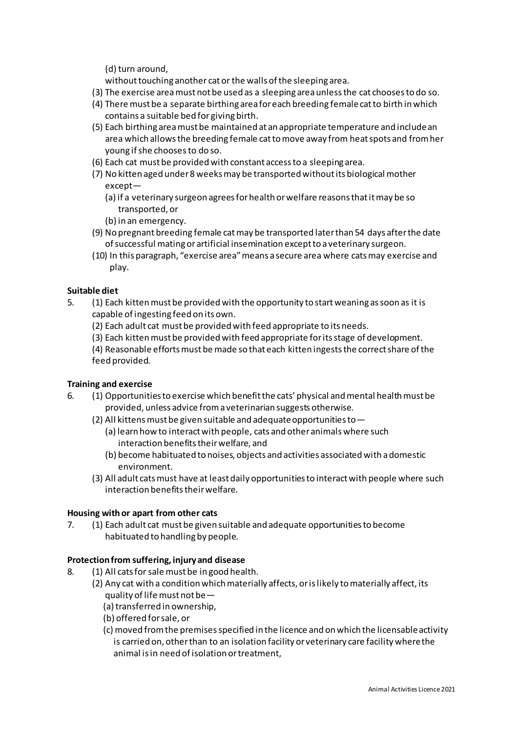(d) turn around,

without touching another cat or the walls of the sleeping area.

(3) The exercise area must not be used as a sleeping area unless the cat chooses to do so.

(4) There must be a separate birthing area for each breeding female cat to birth in which contains a suitable bed for giving birth.

(5) Each birthing area must be maintained at an appropriate temperature and include an area which allows the breeding female cat to move away from heat spots and from her young if she chooses to do so.

(6) Each cat must be provided with constant access to a sleeping area.

(7) No kitten aged under 8 weeks may be transported without its biological mother except—

(a) if a veterinary surgeon agrees for health or welfare reasons that it may be so transported, or

(b) in an emergency.

(9) No pregnant breeding female cat may be transported later than 54 days after the date of successful mating or artificial insemination except to a veterinary surgeon.

(10) In this paragraph, "exercise area" means a secure area where cats may exercise and play.

**Suitable diet**

5. (1) Each kitten must be provided with the opportunity to start weaning as soon as it is capable of ingesting feed on its own.

(2) Each adult cat must be provided with feed appropriate to its needs.

(3) Each kitten must be provided with feed appropriate for its stage of development.

(4) Reasonable efforts must be made so that each kitten ingests the correct share of the feed provided.

**Training and exercise**

6. (1) Opportunities to exercise which benefit the cats' physical and mental health must be provided, unless advice from a veterinarian suggests otherwise.

(2) All kittens must be given suitable and adequate opportunities to—

(a) learn how to interact with people, cats and other animals where such interaction benefits their welfare, and

(b) become habituated to noises, objects and activities associated with a domestic environment.

(3) All adult cats must have at least daily opportunities to interact with people where such interaction benefits their welfare.

**Housing with or apart from other cats**

7. (1) Each adult cat must be given suitable and adequate opportunities to become habituated to handling by people.

**Protection from suffering, injury and disease**

8. (1) All cats for sale must be in good health.

(2) Any cat with a condition which materially affects, or is likely to materially affect, its quality of life must not be—

(a) transferred in ownership,

(b) offered for sale, or

(c) moved from the premises specified in the licence and on which the licensable activity is carried on, other than to an isolation facility or veterinary care facility where the animal is in need of isolation or treatment,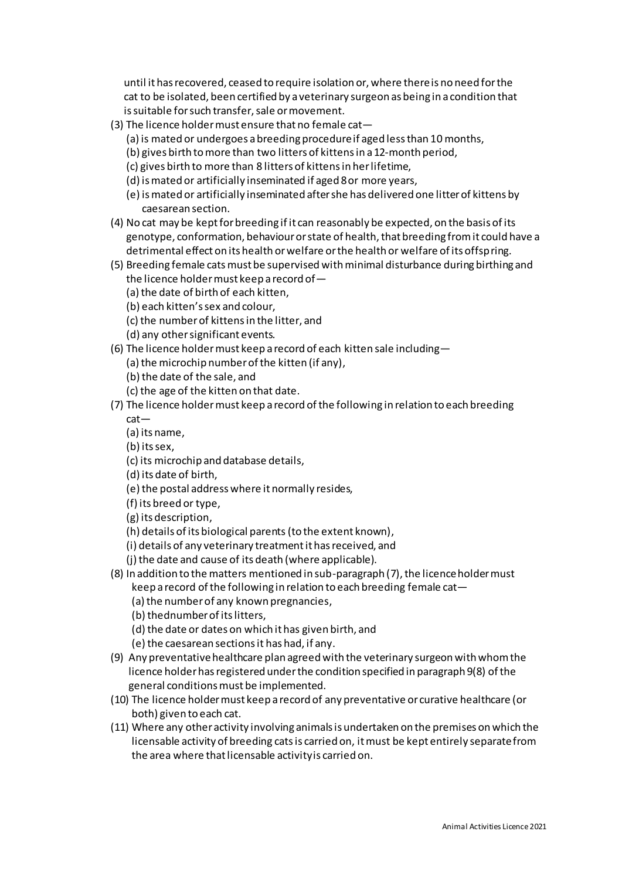until it has recovered, ceased to require isolation or, where there is no need for the cat to be isolated, been certified by a veterinary surgeon as being in a condition that is suitable for such transfer, sale or movement.

(3) The licence holder must ensure that no female cat—
   (a) is mated or undergoes a breeding procedure if aged less than 10 months,
   (b) gives birth to more than two litters of kittens in a 12-month period,
   (c) gives birth to more than 8 litters of kittens in her lifetime,
   (d) is mated or artificially inseminated if aged 8 or more years,
   (e) is mated or artificially inseminated after she has delivered one litter of kittens by caesarean section.

(4) No cat may be kept for breeding if it can reasonably be expected, on the basis of its genotype, conformation, behaviour or state of health, that breeding from it could have a detrimental effect on its health or welfare or the health or welfare of its offspring.

(5) Breeding female cats must be supervised with minimal disturbance during birthing and the licence holder must keep a record of—
   (a) the date of birth of each kitten,
   (b) each kitten's sex and colour,
   (c) the number of kittens in the litter, and
   (d) any other significant events.

(6) The licence holder must keep a record of each kitten sale including—
   (a) the microchip number of the kitten (if any),
   (b) the date of the sale, and
   (c) the age of the kitten on that date.

(7) The licence holder must keep a record of the following in relation to each breeding cat—
   (a) its name,
   (b) its sex,
   (c) its microchip and database details,
   (d) its date of birth,
   (e) the postal address where it normally resides,
   (f) its breed or type,
   (g) its description,
   (h) details of its biological parents (to the extent known),
   (i) details of any veterinary treatment it has received, and
   (j) the date and cause of its death (where applicable).

(8) In addition to the matters mentioned in sub-paragraph (7), the licence holder must keep a record of the following in relation to each breeding female cat—
   (a) the number of any known pregnancies,
   (b) thednumber of its litters,
   (d) the date or dates on which it has given birth, and
   (e) the caesarean sections it has had, if any.

(9) Any preventative healthcare plan agreed with the veterinary surgeon with whom the licence holder has registered under the condition specified in paragraph 9(8) of the general conditions must be implemented.

(10) The licence holder must keep a record of any preventative or curative healthcare (or both) given to each cat.

(11) Where any other activity involving animals is undertaken on the premises on which the licensable activity of breeding cats is carried on, it must be kept entirely separate from the area where that licensable activity is carried on.